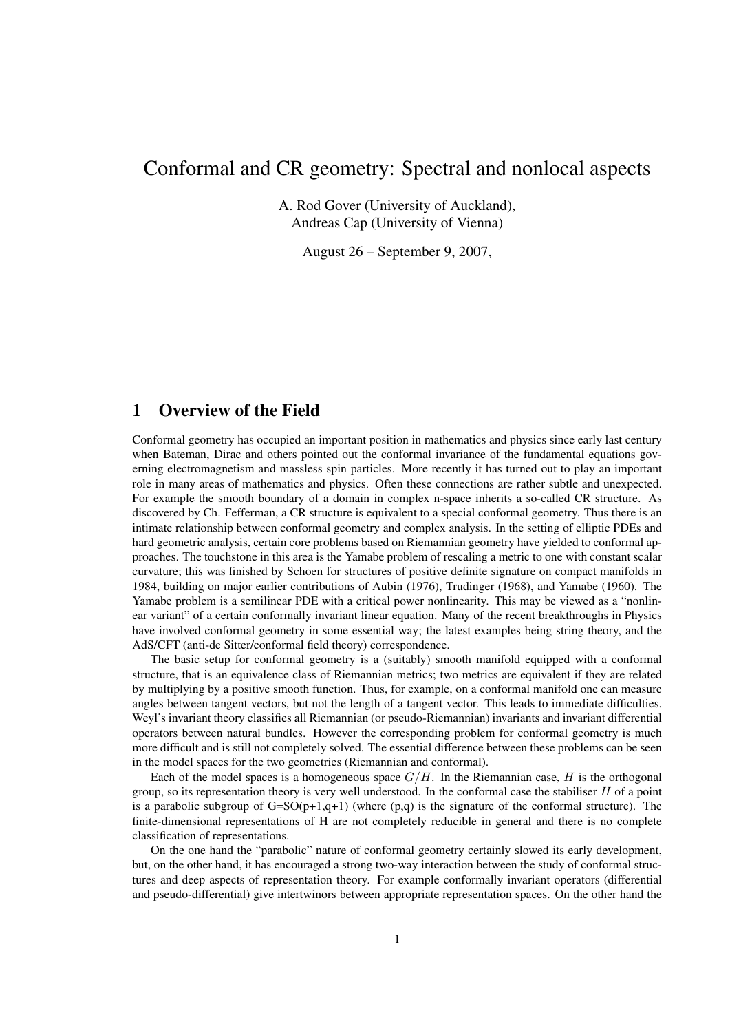# Conformal and CR geometry: Spectral and nonlocal aspects

A. Rod Gover (University of Auckland),
Andreas Cap (University of Vienna)

August 26 – September 9, 2007,

## 1 Overview of the Field

Conformal geometry has occupied an important position in mathematics and physics since early last century when Bateman, Dirac and others pointed out the conformal invariance of the fundamental equations governing electromagnetism and massless spin particles. More recently it has turned out to play an important role in many areas of mathematics and physics. Often these connections are rather subtle and unexpected. For example the smooth boundary of a domain in complex n-space inherits a so-called CR structure. As discovered by Ch. Fefferman, a CR structure is equivalent to a special conformal geometry. Thus there is an intimate relationship between conformal geometry and complex analysis. In the setting of elliptic PDEs and hard geometric analysis, certain core problems based on Riemannian geometry have yielded to conformal approaches. The touchstone in this area is the Yamabe problem of rescaling a metric to one with constant scalar curvature; this was finished by Schoen for structures of positive definite signature on compact manifolds in 1984, building on major earlier contributions of Aubin (1976), Trudinger (1968), and Yamabe (1960). The Yamabe problem is a semilinear PDE with a critical power nonlinearity. This may be viewed as a "nonlinear variant" of a certain conformally invariant linear equation. Many of the recent breakthroughs in Physics have involved conformal geometry in some essential way; the latest examples being string theory, and the AdS/CFT (anti-de Sitter/conformal field theory) correspondence.

The basic setup for conformal geometry is a (suitably) smooth manifold equipped with a conformal structure, that is an equivalence class of Riemannian metrics; two metrics are equivalent if they are related by multiplying by a positive smooth function. Thus, for example, on a conformal manifold one can measure angles between tangent vectors, but not the length of a tangent vector. This leads to immediate difficulties. Weyl's invariant theory classifies all Riemannian (or pseudo-Riemannian) invariants and invariant differential operators between natural bundles. However the corresponding problem for conformal geometry is much more difficult and is still not completely solved. The essential difference between these problems can be seen in the model spaces for the two geometries (Riemannian and conformal).

Each of the model spaces is a homogeneous space $G/H$. In the Riemannian case, $H$ is the orthogonal group, so its representation theory is very well understood. In the conformal case the stabiliser $H$ of a point is a parabolic subgroup of G=SO(p+1,q+1) (where (p,q) is the signature of the conformal structure). The finite-dimensional representations of H are not completely reducible in general and there is no complete classification of representations.

On the one hand the "parabolic" nature of conformal geometry certainly slowed its early development, but, on the other hand, it has encouraged a strong two-way interaction between the study of conformal structures and deep aspects of representation theory. For example conformally invariant operators (differential and pseudo-differential) give intertwinors between appropriate representation spaces. On the other hand the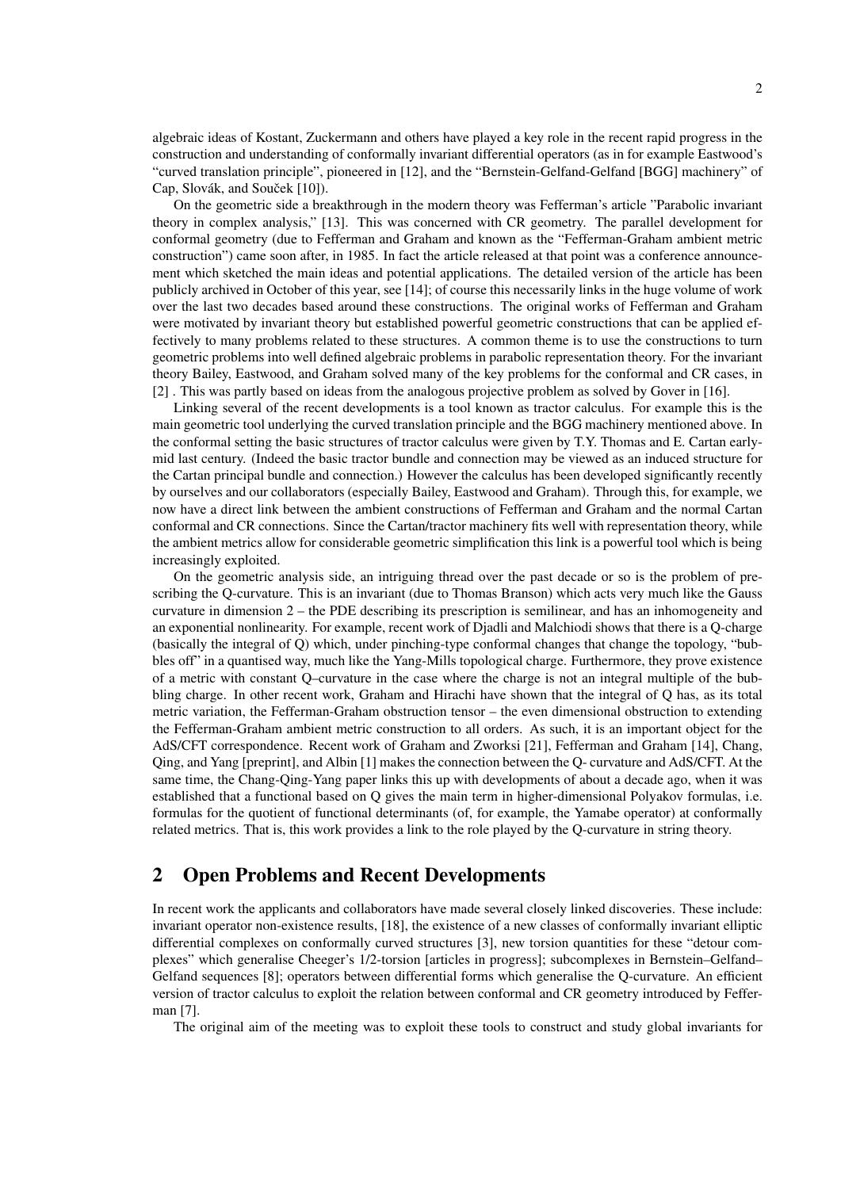algebraic ideas of Kostant, Zuckermann and others have played a key role in the recent rapid progress in the construction and understanding of conformally invariant differential operators (as in for example Eastwood's "curved translation principle", pioneered in [12], and the "Bernstein-Gelfand-Gelfand [BGG] machinery" of Cap, Slovák, and Souček [10]).

On the geometric side a breakthrough in the modern theory was Fefferman's article "Parabolic invariant theory in complex analysis," [13]. This was concerned with CR geometry. The parallel development for conformal geometry (due to Fefferman and Graham and known as the "Fefferman-Graham ambient metric construction") came soon after, in 1985. In fact the article released at that point was a conference announcement which sketched the main ideas and potential applications. The detailed version of the article has been publicly archived in October of this year, see [14]; of course this necessarily links in the huge volume of work over the last two decades based around these constructions. The original works of Fefferman and Graham were motivated by invariant theory but established powerful geometric constructions that can be applied effectively to many problems related to these structures. A common theme is to use the constructions to turn geometric problems into well defined algebraic problems in parabolic representation theory. For the invariant theory Bailey, Eastwood, and Graham solved many of the key problems for the conformal and CR cases, in [2] . This was partly based on ideas from the analogous projective problem as solved by Gover in [16].

Linking several of the recent developments is a tool known as tractor calculus. For example this is the main geometric tool underlying the curved translation principle and the BGG machinery mentioned above. In the conformal setting the basic structures of tractor calculus were given by T.Y. Thomas and E. Cartan early-mid last century. (Indeed the basic tractor bundle and connection may be viewed as an induced structure for the Cartan principal bundle and connection.) However the calculus has been developed significantly recently by ourselves and our collaborators (especially Bailey, Eastwood and Graham). Through this, for example, we now have a direct link between the ambient constructions of Fefferman and Graham and the normal Cartan conformal and CR connections. Since the Cartan/tractor machinery fits well with representation theory, while the ambient metrics allow for considerable geometric simplification this link is a powerful tool which is being increasingly exploited.

On the geometric analysis side, an intriguing thread over the past decade or so is the problem of prescribing the Q-curvature. This is an invariant (due to Thomas Branson) which acts very much like the Gauss curvature in dimension 2 – the PDE describing its prescription is semilinear, and has an inhomogeneity and an exponential nonlinearity. For example, recent work of Djadli and Malchiodi shows that there is a Q-charge (basically the integral of Q) which, under pinching-type conformal changes that change the topology, "bubbles off" in a quantised way, much like the Yang-Mills topological charge. Furthermore, they prove existence of a metric with constant Q–curvature in the case where the charge is not an integral multiple of the bubbling charge. In other recent work, Graham and Hirachi have shown that the integral of Q has, as its total metric variation, the Fefferman-Graham obstruction tensor – the even dimensional obstruction to extending the Fefferman-Graham ambient metric construction to all orders. As such, it is an important object for the AdS/CFT correspondence. Recent work of Graham and Zworksi [21], Fefferman and Graham [14], Chang, Qing, and Yang [preprint], and Albin [1] makes the connection between the Q- curvature and AdS/CFT. At the same time, the Chang-Qing-Yang paper links this up with developments of about a decade ago, when it was established that a functional based on Q gives the main term in higher-dimensional Polyakov formulas, i.e. formulas for the quotient of functional determinants (of, for example, the Yamabe operator) at conformally related metrics. That is, this work provides a link to the role played by the Q-curvature in string theory.

## 2 Open Problems and Recent Developments

In recent work the applicants and collaborators have made several closely linked discoveries. These include: invariant operator non-existence results, [18], the existence of a new classes of conformally invariant elliptic differential complexes on conformally curved structures [3], new torsion quantities for these "detour complexes" which generalise Cheeger's 1/2-torsion [articles in progress]; subcomplexes in Bernstein–Gelfand–Gelfand sequences [8]; operators between differential forms which generalise the Q-curvature. An efficient version of tractor calculus to exploit the relation between conformal and CR geometry introduced by Fefferman [7].

The original aim of the meeting was to exploit these tools to construct and study global invariants for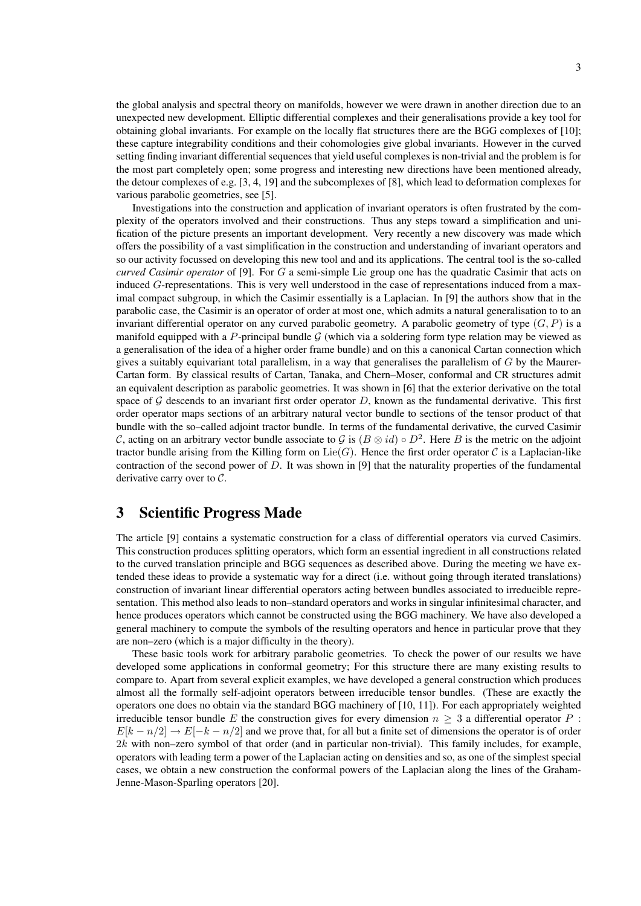the global analysis and spectral theory on manifolds, however we were drawn in another direction due to an unexpected new development. Elliptic differential complexes and their generalisations provide a key tool for obtaining global invariants. For example on the locally flat structures there are the BGG complexes of [10]; these capture integrability conditions and their cohomologies give global invariants. However in the curved setting finding invariant differential sequences that yield useful complexes is non-trivial and the problem is for the most part completely open; some progress and interesting new directions have been mentioned already, the detour complexes of e.g. [3, 4, 19] and the subcomplexes of [8], which lead to deformation complexes for various parabolic geometries, see [5].

Investigations into the construction and application of invariant operators is often frustrated by the complexity of the operators involved and their constructions. Thus any steps toward a simplification and unification of the picture presents an important development. Very recently a new discovery was made which offers the possibility of a vast simplification in the construction and understanding of invariant operators and so our activity focussed on developing this new tool and its applications. The central tool is the so-called *curved Casimir operator* of [9]. For $G$ a semi-simple Lie group one has the quadratic Casimir that acts on induced $G$-representations. This is very well understood in the case of representations induced from a maximal compact subgroup, in which the Casimir essentially is a Laplacian. In [9] the authors show that in the parabolic case, the Casimir is an operator of order at most one, which admits a natural generalisation to to an invariant differential operator on any curved parabolic geometry. A parabolic geometry of type $(G, P)$ is a manifold equipped with a $P$-principal bundle $\mathcal{G}$ (which via a soldering form type relation may be viewed as a generalisation of the idea of a higher order frame bundle) and on this a canonical Cartan connection which gives a suitably equivariant total parallelism, in a way that generalises the parallelism of $G$ by the Maurer-Cartan form. By classical results of Cartan, Tanaka, and Chern–Moser, conformal and CR structures admit an equivalent description as parabolic geometries. It was shown in [6] that the exterior derivative on the total space of $\mathcal{G}$ descends to an invariant first order operator $D$, known as the fundamental derivative. This first order operator maps sections of an arbitrary natural vector bundle to sections of the tensor product of that bundle with the so–called adjoint tractor bundle. In terms of the fundamental derivative, the curved Casimir $\mathcal{C}$, acting on an arbitrary vector bundle associate to $\mathcal{G}$ is $(B \otimes id) \circ D^2$. Here $B$ is the metric on the adjoint tractor bundle arising from the Killing form on $\mathrm{Lie}(G)$. Hence the first order operator $\mathcal{C}$ is a Laplacian-like contraction of the second power of $D$. It was shown in [9] that the naturality properties of the fundamental derivative carry over to $\mathcal{C}$.

## 3 Scientific Progress Made

The article [9] contains a systematic construction for a class of differential operators via curved Casimirs. This construction produces splitting operators, which form an essential ingredient in all constructions related to the curved translation principle and BGG sequences as described above. During the meeting we have extended these ideas to provide a systematic way for a direct (i.e. without going through iterated translations) construction of invariant linear differential operators acting between bundles associated to irreducible representation. This method also leads to non–standard operators and works in singular infinitesimal character, and hence produces operators which cannot be constructed using the BGG machinery. We have also developed a general machinery to compute the symbols of the resulting operators and hence in particular prove that they are non–zero (which is a major difficulty in the theory).

These basic tools work for arbitrary parabolic geometries. To check the power of our results we have developed some applications in conformal geometry; For this structure there are many existing results to compare to. Apart from several explicit examples, we have developed a general construction which produces almost all the formally self-adjoint operators between irreducible tensor bundles. (These are exactly the operators one does no obtain via the standard BGG machinery of [10, 11]). For each appropriately weighted irreducible tensor bundle $E$ the construction gives for every dimension $n \geq 3$ a differential operator $P : E[k - n/2] \to E[-k - n/2]$ and we prove that, for all but a finite set of dimensions the operator is of order $2k$ with non–zero symbol of that order (and in particular non-trivial). This family includes, for example, operators with leading term a power of the Laplacian acting on densities and so, as one of the simplest special cases, we obtain a new construction the conformal powers of the Laplacian along the lines of the Graham-Jenne-Mason-Sparling operators [20].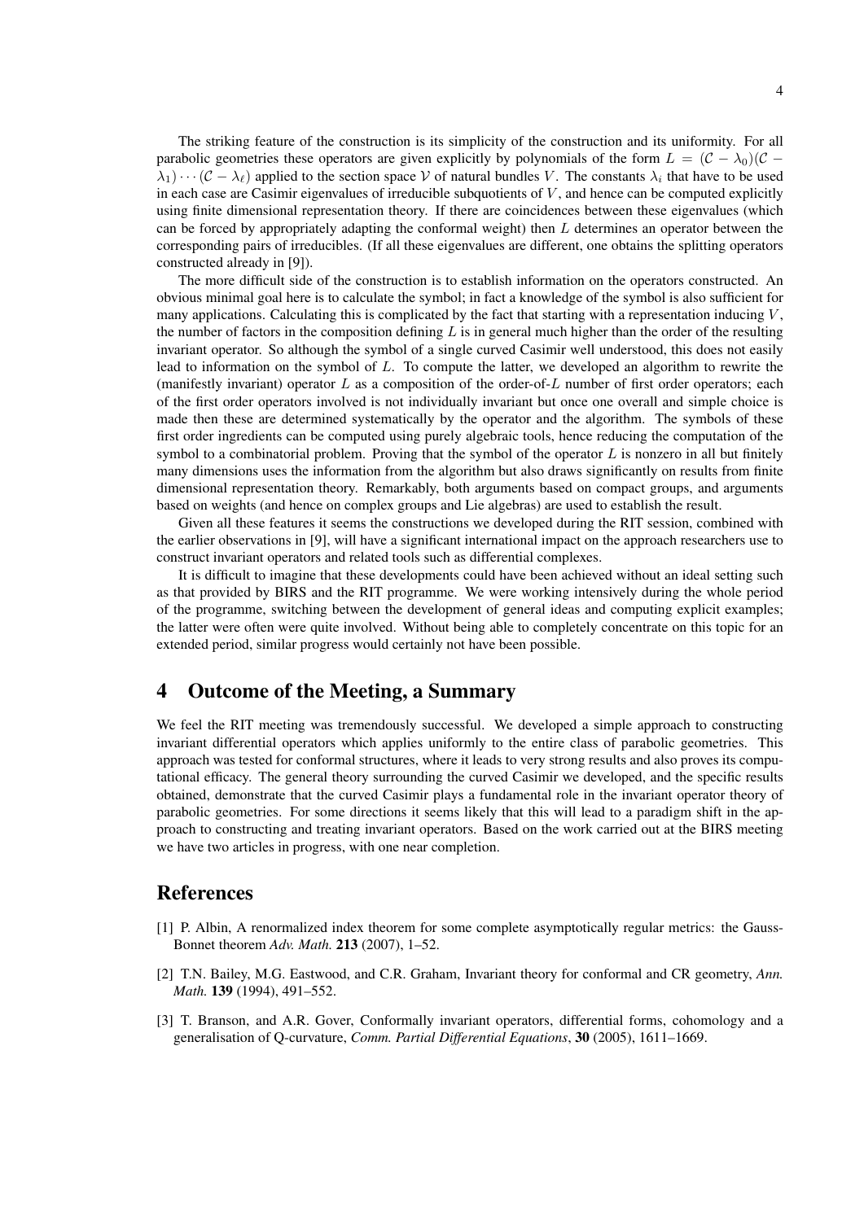The striking feature of the construction is its simplicity of the construction and its uniformity. For all parabolic geometries these operators are given explicitly by polynomials of the form $L = (\mathcal{C} - \lambda_0)(\mathcal{C} - \lambda_1) \cdots (\mathcal{C} - \lambda_\ell)$ applied to the section space $\mathcal{V}$ of natural bundles $V$. The constants $\lambda_i$ that have to be used in each case are Casimir eigenvalues of irreducible subquotients of $V$, and hence can be computed explicitly using finite dimensional representation theory. If there are coincidences between these eigenvalues (which can be forced by appropriately adapting the conformal weight) then $L$ determines an operator between the corresponding pairs of irreducibles. (If all these eigenvalues are different, one obtains the splitting operators constructed already in [9]).

The more difficult side of the construction is to establish information on the operators constructed. An obvious minimal goal here is to calculate the symbol; in fact a knowledge of the symbol is also sufficient for many applications. Calculating this is complicated by the fact that starting with a representation inducing $V$, the number of factors in the composition defining $L$ is in general much higher than the order of the resulting invariant operator. So although the symbol of a single curved Casimir well understood, this does not easily lead to information on the symbol of $L$. To compute the latter, we developed an algorithm to rewrite the (manifestly invariant) operator $L$ as a composition of the order-of-$L$ number of first order operators; each of the first order operators involved is not individually invariant but once one overall and simple choice is made then these are determined systematically by the operator and the algorithm. The symbols of these first order ingredients can be computed using purely algebraic tools, hence reducing the computation of the symbol to a combinatorial problem. Proving that the symbol of the operator $L$ is nonzero in all but finitely many dimensions uses the information from the algorithm but also draws significantly on results from finite dimensional representation theory. Remarkably, both arguments based on compact groups, and arguments based on weights (and hence on complex groups and Lie algebras) are used to establish the result.

Given all these features it seems the constructions we developed during the RIT session, combined with the earlier observations in [9], will have a significant international impact on the approach researchers use to construct invariant operators and related tools such as differential complexes.

It is difficult to imagine that these developments could have been achieved without an ideal setting such as that provided by BIRS and the RIT programme. We were working intensively during the whole period of the programme, switching between the development of general ideas and computing explicit examples; the latter were often were quite involved. Without being able to completely concentrate on this topic for an extended period, similar progress would certainly not have been possible.

## 4 Outcome of the Meeting, a Summary

We feel the RIT meeting was tremendously successful. We developed a simple approach to constructing invariant differential operators which applies uniformly to the entire class of parabolic geometries. This approach was tested for conformal structures, where it leads to very strong results and also proves its computational efficacy. The general theory surrounding the curved Casimir we developed, and the specific results obtained, demonstrate that the curved Casimir plays a fundamental role in the invariant operator theory of parabolic geometries. For some directions it seems likely that this will lead to a paradigm shift in the approach to constructing and treating invariant operators. Based on the work carried out at the BIRS meeting we have two articles in progress, with one near completion.

## References

[1] P. Albin, A renormalized index theorem for some complete asymptotically regular metrics: the Gauss-Bonnet theorem *Adv. Math.* **213** (2007), 1–52.

[2] T.N. Bailey, M.G. Eastwood, and C.R. Graham, Invariant theory for conformal and CR geometry, *Ann. Math.* **139** (1994), 491–552.

[3] T. Branson, and A.R. Gover, Conformally invariant operators, differential forms, cohomology and a generalisation of Q-curvature, *Comm. Partial Differential Equations*, **30** (2005), 1611–1669.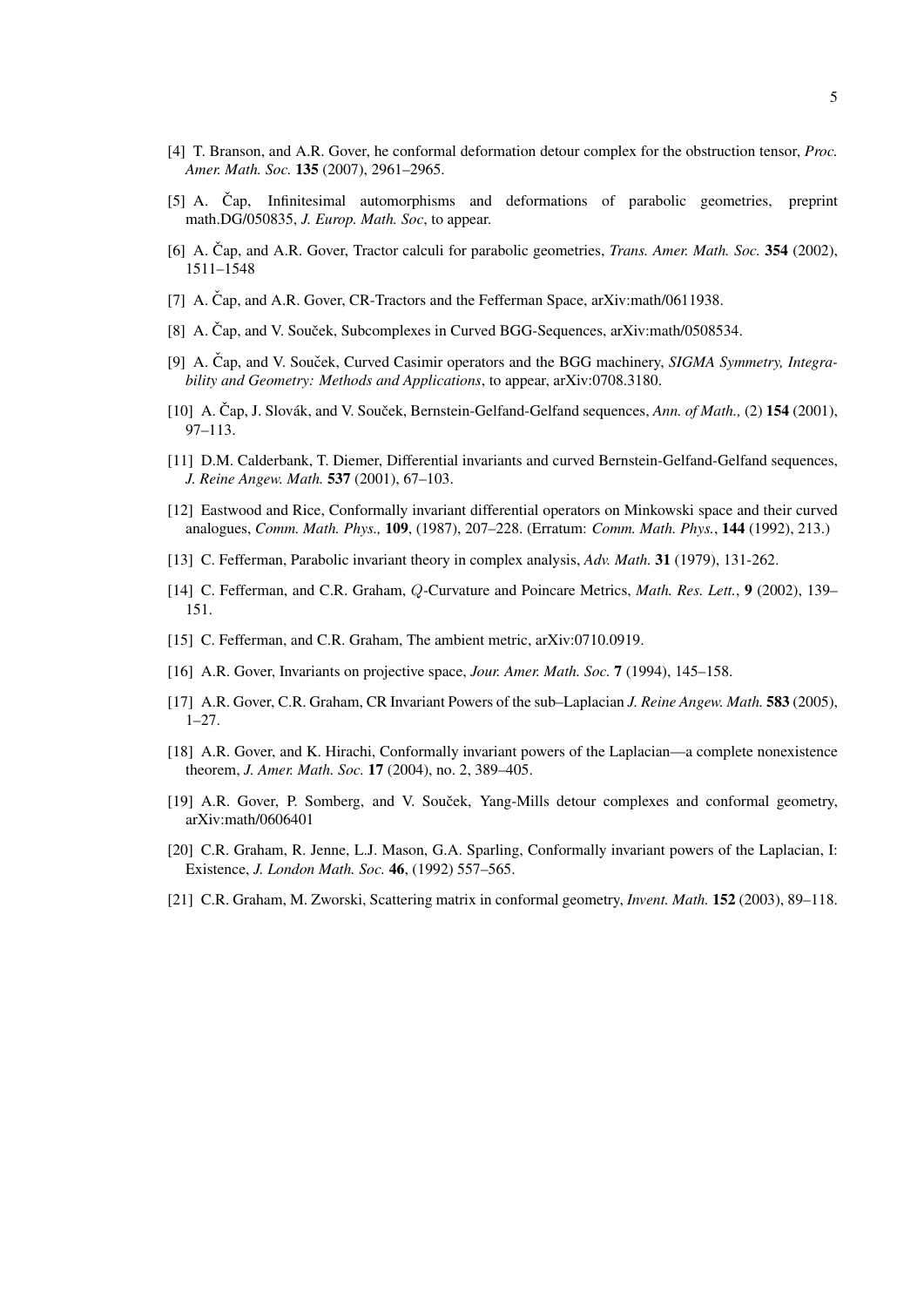[4] T. Branson, and A.R. Gover, he conformal deformation detour complex for the obstruction tensor, *Proc. Amer. Math. Soc.* **135** (2007), 2961–2965.

[5] A. Čap, Infinitesimal automorphisms and deformations of parabolic geometries, preprint math.DG/050835, *J. Europ. Math. Soc*, to appear.

[6] A. Čap, and A.R. Gover, Tractor calculi for parabolic geometries, *Trans. Amer. Math. Soc.* **354** (2002), 1511–1548

[7] A. Čap, and A.R. Gover, CR-Tractors and the Fefferman Space, arXiv:math/0611938.

[8] A. Čap, and V. Souček, Subcomplexes in Curved BGG-Sequences, arXiv:math/0508534.

[9] A. Čap, and V. Souček, Curved Casimir operators and the BGG machinery, *SIGMA Symmetry, Integrability and Geometry: Methods and Applications*, to appear, arXiv:0708.3180.

[10] A. Čap, J. Slovák, and V. Souček, Bernstein-Gelfand-Gelfand sequences, *Ann. of Math.,* (2) **154** (2001), 97–113.

[11] D.M. Calderbank, T. Diemer, Differential invariants and curved Bernstein-Gelfand-Gelfand sequences, *J. Reine Angew. Math.* **537** (2001), 67–103.

[12] Eastwood and Rice, Conformally invariant differential operators on Minkowski space and their curved analogues, *Comm. Math. Phys.,* **109**, (1987), 207–228. (Erratum: *Comm. Math. Phys.*, **144** (1992), 213.)

[13] C. Fefferman, Parabolic invariant theory in complex analysis, *Adv. Math.* **31** (1979), 131-262.

[14] C. Fefferman, and C.R. Graham, $Q$-Curvature and Poincare Metrics, *Math. Res. Lett.*, **9** (2002), 139–151.

[15] C. Fefferman, and C.R. Graham, The ambient metric, arXiv:0710.0919.

[16] A.R. Gover, Invariants on projective space, *Jour. Amer. Math. Soc.* **7** (1994), 145–158.

[17] A.R. Gover, C.R. Graham, CR Invariant Powers of the sub–Laplacian *J. Reine Angew. Math.* **583** (2005), 1–27.

[18] A.R. Gover, and K. Hirachi, Conformally invariant powers of the Laplacian—a complete nonexistence theorem, *J. Amer. Math. Soc.* **17** (2004), no. 2, 389–405.

[19] A.R. Gover, P. Somberg, and V. Souček, Yang-Mills detour complexes and conformal geometry, arXiv:math/0606401

[20] C.R. Graham, R. Jenne, L.J. Mason, G.A. Sparling, Conformally invariant powers of the Laplacian, I: Existence, *J. London Math. Soc.* **46**, (1992) 557–565.

[21] C.R. Graham, M. Zworski, Scattering matrix in conformal geometry, *Invent. Math.* **152** (2003), 89–118.